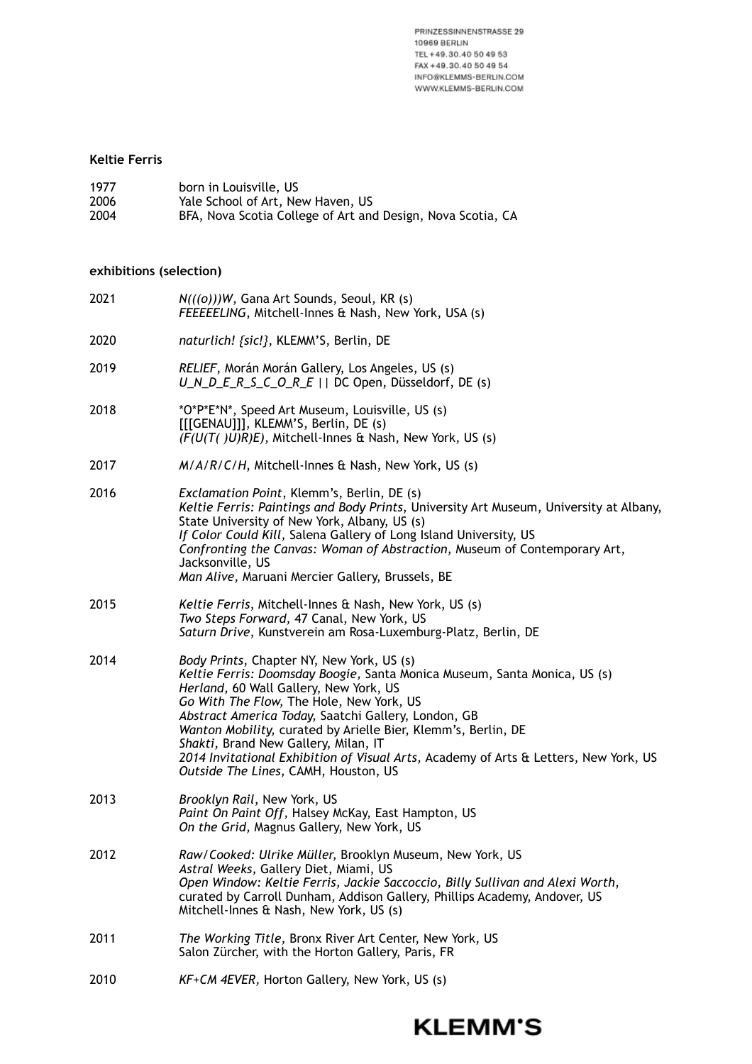PRINZESSINNENSTRASSE 29
10969 BERLIN
TEL +49.30.40 50 49 53
FAX +49.30.40 50 49 54
INFO@KLEMMS-BERLIN.COM
WWW.KLEMMS-BERLIN.COM

**Keltie Ferris**

| | |
|---|---|
| 1977 | born in Louisville, US |
| 2006 | Yale School of Art, New Haven, US |
| 2004 | BFA, Nova Scotia College of Art and Design, Nova Scotia, CA |

**exhibitions (selection)**

2021
*N(((o)))W*, Gana Art Sounds, Seoul, KR (s)
*FEEEEELING*, Mitchell-Innes & Nash, New York, USA (s)

2020
*naturlich! {sic!}*, KLEMM'S, Berlin, DE

2019
*RELIEF*, Morán Morán Gallery, Los Angeles, US (s)
*U_N_D_E_R_S_C_O_R_E* || DC Open, Düsseldorf, DE (s)

2018
*O*P*E*N*, Speed Art Museum, Louisville, US (s)
[[[GENAU]]], KLEMM'S, Berlin, DE (s)
*(F(U(T( )U)R)E)*, Mitchell-Innes & Nash, New York, US (s)

2017
*M/A/R/C/H*, Mitchell-Innes & Nash, New York, US (s)

2016
*Exclamation Point*, Klemm's, Berlin, DE (s)
*Keltie Ferris: Paintings and Body Prints*, University Art Museum, University at Albany, State University of New York, Albany, US (s)
*If Color Could Kill*, Salena Gallery of Long Island University, US
*Confronting the Canvas: Woman of Abstraction*, Museum of Contemporary Art, Jacksonville, US
*Man Alive*, Maruani Mercier Gallery, Brussels, BE

2015
*Keltie Ferris*, Mitchell-Innes & Nash, New York, US (s)
*Two Steps Forward*, 47 Canal, New York, US
*Saturn Drive*, Kunstverein am Rosa-Luxemburg-Platz, Berlin, DE

2014
*Body Prints*, Chapter NY, New York, US (s)
*Keltie Ferris: Doomsday Boogie*, Santa Monica Museum, Santa Monica, US (s)
*Herland*, 60 Wall Gallery, New York, US
*Go With The Flow*, The Hole, New York, US
*Abstract America Today*, Saatchi Gallery, London, GB
*Wanton Mobility*, curated by Arielle Bier, Klemm's, Berlin, DE
*Shakti*, Brand New Gallery, Milan, IT
*2014 Invitational Exhibition of Visual Arts*, Academy of Arts & Letters, New York, US
*Outside The Lines*, CAMH, Houston, US

2013
*Brooklyn Rail*, New York, US
*Paint On Paint Off*, Halsey McKay, East Hampton, US
*On the Grid*, Magnus Gallery, New York, US

2012
*Raw/Cooked: Ulrike Müller*, Brooklyn Museum, New York, US
*Astral Weeks*, Gallery Diet, Miami, US
*Open Window: Keltie Ferris, Jackie Saccoccio, Billy Sullivan and Alexi Worth*, curated by Carroll Dunham, Addison Gallery, Phillips Academy, Andover, US
Mitchell-Innes & Nash, New York, US (s)

2011
*The Working Title*, Bronx River Art Center, New York, US
Salon Zürcher, with the Horton Gallery, Paris, FR

2010
*KF+CM 4EVER*, Horton Gallery, New York, US (s)

KLEMM'S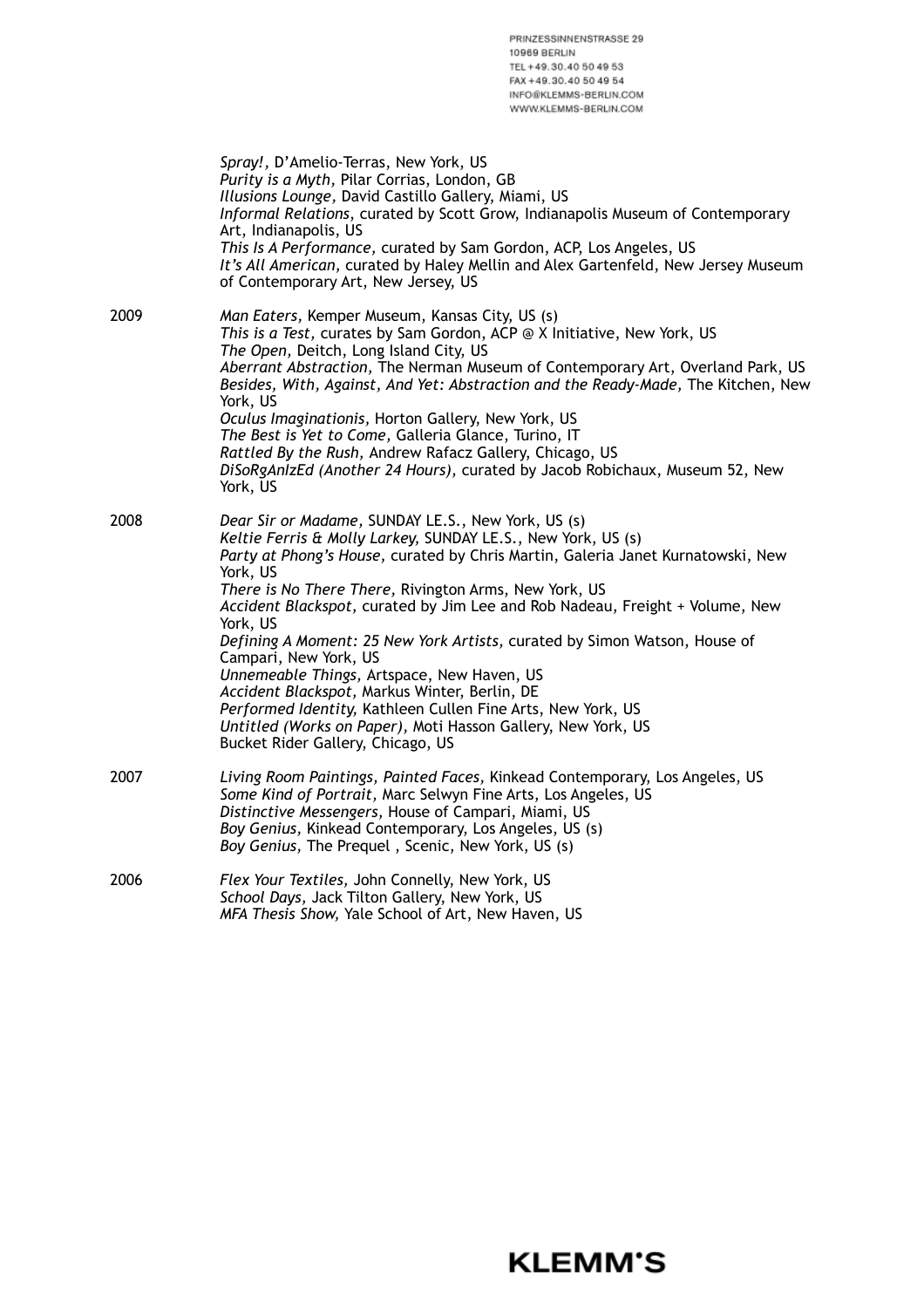PRINZESSINNENSTRASSE 29
10969 BERLIN
TEL +49.30.40 50 49 53
FAX +49.30.40 50 49 54
INFO@KLEMMS-BERLIN.COM
WWW.KLEMMS-BERLIN.COM

*Spray!,* D'Amelio-Terras, New York, US
*Purity is a Myth,* Pilar Corrias, London, GB
*Illusions Lounge,* David Castillo Gallery, Miami, US
*Informal Relations,* curated by Scott Grow, Indianapolis Museum of Contemporary Art, Indianapolis, US
*This Is A Performance,* curated by Sam Gordon, ACP, Los Angeles, US
*It's All American,* curated by Haley Mellin and Alex Gartenfeld, New Jersey Museum of Contemporary Art, New Jersey, US

**2009**

*Man Eaters,* Kemper Museum, Kansas City, US (s)
*This is a Test,* curates by Sam Gordon, ACP @ X Initiative, New York, US
*The Open,* Deitch, Long Island City, US
*Aberrant Abstraction,* The Nerman Museum of Contemporary Art, Overland Park, US
*Besides, With, Against, And Yet: Abstraction and the Ready-Made,* The Kitchen, New York, US
*Oculus Imaginationis,* Horton Gallery, New York, US
*The Best is Yet to Come,* Galleria Glance, Turino, IT
*Rattled By the Rush,* Andrew Rafacz Gallery, Chicago, US
*DiSoRgAnIzEd (Another 24 Hours),* curated by Jacob Robichaux, Museum 52, New York, US

**2008**

*Dear Sir or Madame,* SUNDAY LE.S., New York, US (s)
*Keltie Ferris & Molly Larkey,* SUNDAY LE.S., New York, US (s)
*Party at Phong's House,* curated by Chris Martin, Galeria Janet Kurnatowski, New York, US
*There is No There There,* Rivington Arms, New York, US
*Accident Blackspot,* curated by Jim Lee and Rob Nadeau, Freight + Volume, New York, US
*Defining A Moment: 25 New York Artists,* curated by Simon Watson, House of Campari, New York, US
*Unnemeable Things,* Artspace, New Haven, US
*Accident Blackspot,* Markus Winter, Berlin, DE
*Performed Identity,* Kathleen Cullen Fine Arts, New York, US
*Untitled (Works on Paper),* Moti Hasson Gallery, New York, US
Bucket Rider Gallery, Chicago, US

**2007**

*Living Room Paintings, Painted Faces,* Kinkead Contemporary, Los Angeles, US
*Some Kind of Portrait,* Marc Selwyn Fine Arts, Los Angeles, US
*Distinctive Messengers,* House of Campari, Miami, US
*Boy Genius,* Kinkead Contemporary, Los Angeles, US (s)
*Boy Genius,* The Prequel , Scenic, New York, US (s)

**2006**

*Flex Your Textiles,* John Connelly, New York, US
*School Days,* Jack Tilton Gallery, New York, US
*MFA Thesis Show,* Yale School of Art, New Haven, US

KLEMM'S